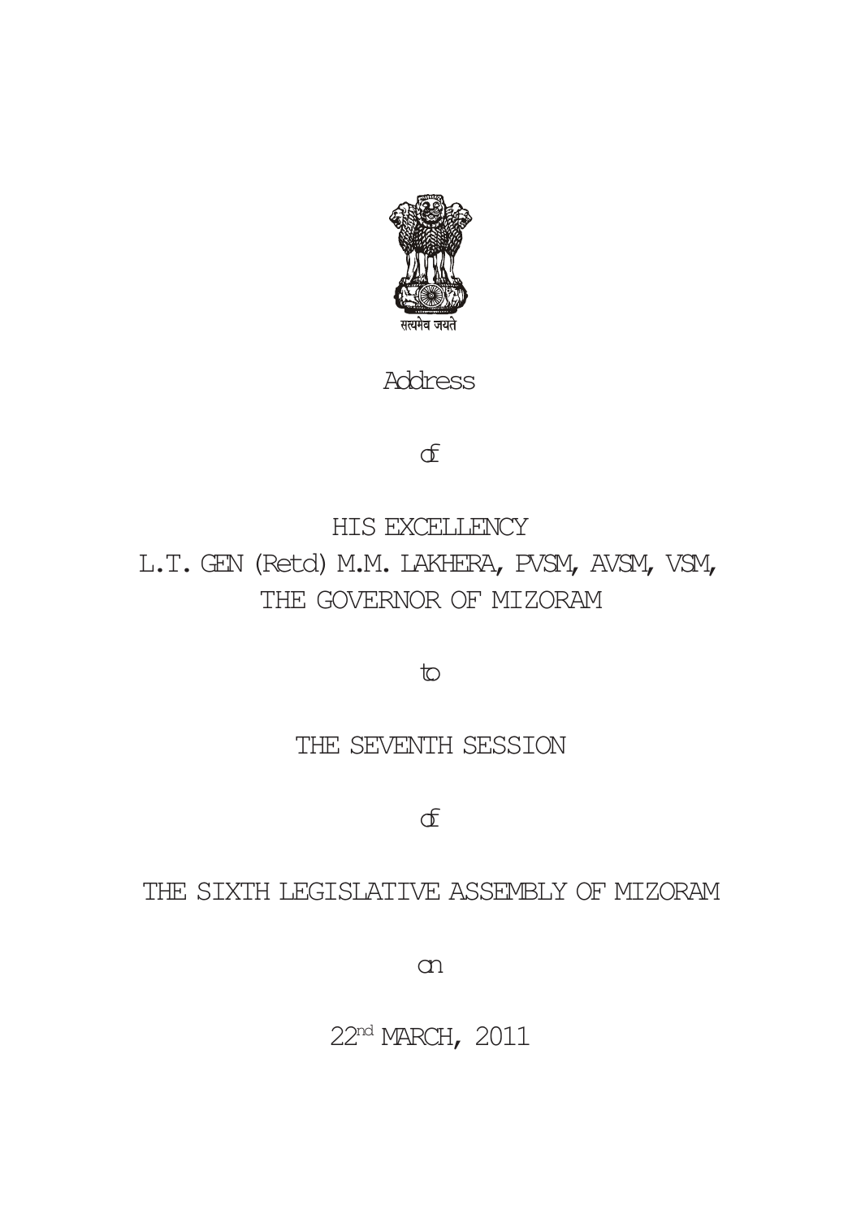सत्यमेव जयते

# Address

of

# HIS EXCELLENCY
# L.T. GEN (Retd) M.M. LAKHERA, PVSM, AVSM, VSM,
# THE GOVERNOR OF MIZORAM

to

## THE SEVENTH SESSION

of

## THE SIXTH LEGISLATIVE ASSEMBLY OF MIZORAM

on

22nd MARCH, 2011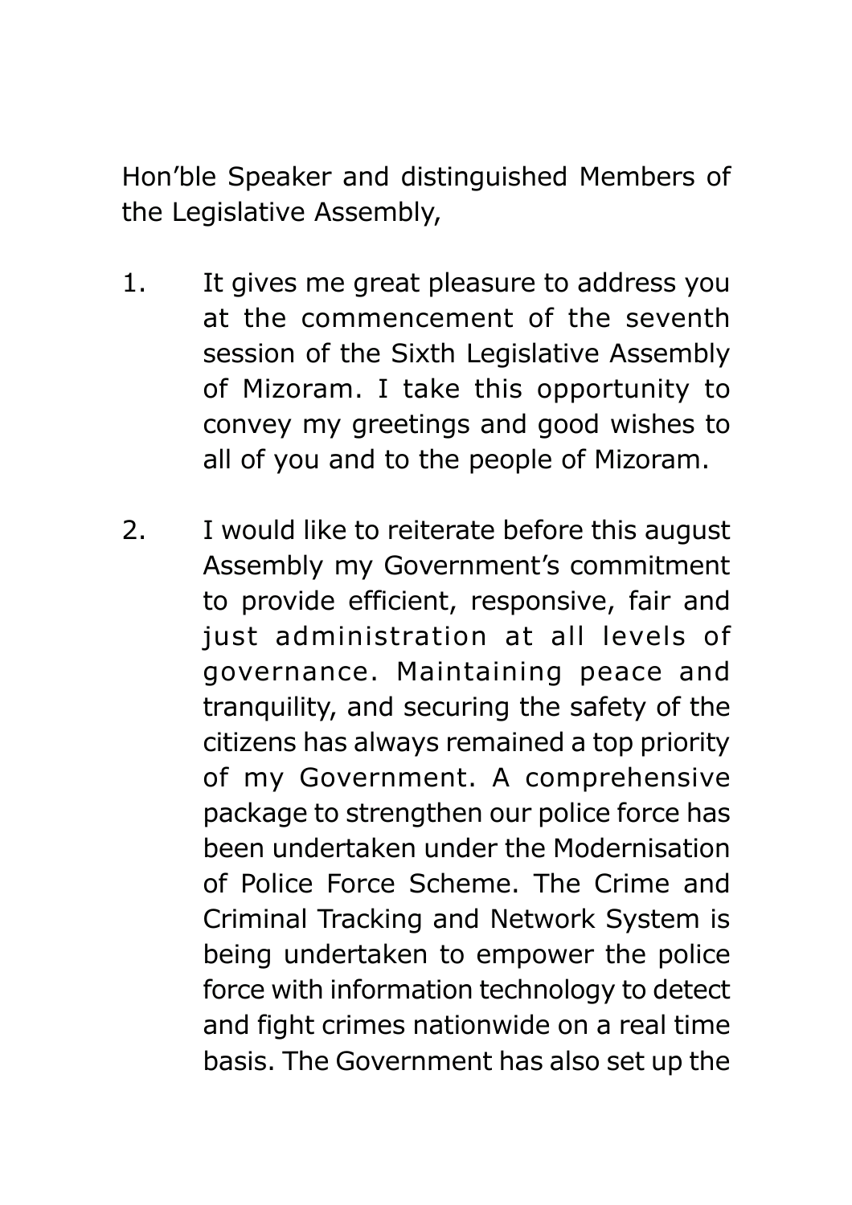Hon'ble Speaker and distinguished Members of the Legislative Assembly,

1. It gives me great pleasure to address you at the commencement of the seventh session of the Sixth Legislative Assembly of Mizoram. I take this opportunity to convey my greetings and good wishes to all of you and to the people of Mizoram.

2. I would like to reiterate before this august Assembly my Government's commitment to provide efficient, responsive, fair and just administration at all levels of governance. Maintaining peace and tranquility, and securing the safety of the citizens has always remained a top priority of my Government. A comprehensive package to strengthen our police force has been undertaken under the Modernisation of Police Force Scheme. The Crime and Criminal Tracking and Network System is being undertaken to empower the police force with information technology to detect and fight crimes nationwide on a real time basis. The Government has also set up the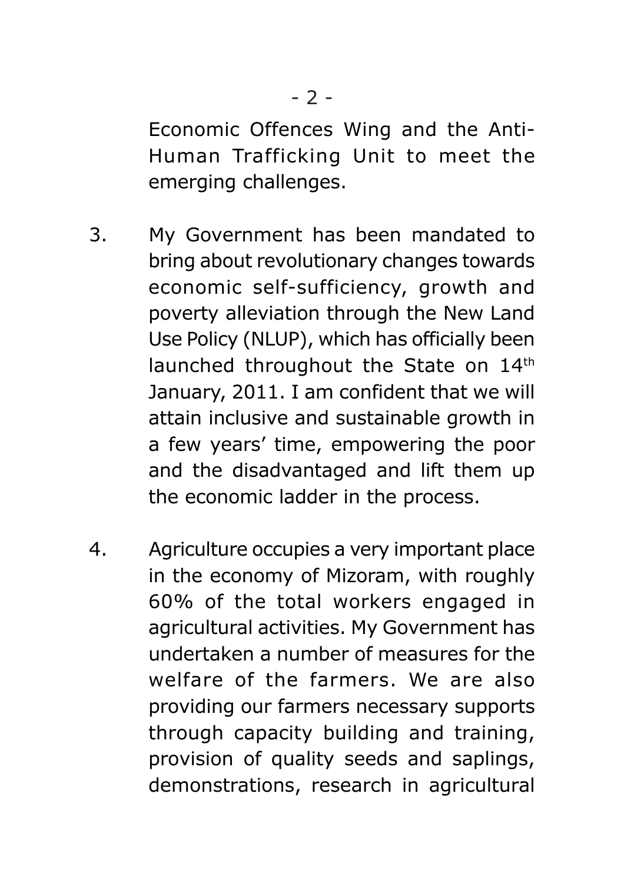Economic Offences Wing and the Anti-Human Trafficking Unit to meet the emerging challenges.

3. My Government has been mandated to bring about revolutionary changes towards economic self-sufficiency, growth and poverty alleviation through the New Land Use Policy (NLUP), which has officially been launched throughout the State on 14th January, 2011. I am confident that we will attain inclusive and sustainable growth in a few years' time, empowering the poor and the disadvantaged and lift them up the economic ladder in the process.

4. Agriculture occupies a very important place in the economy of Mizoram, with roughly 60% of the total workers engaged in agricultural activities. My Government has undertaken a number of measures for the welfare of the farmers. We are also providing our farmers necessary supports through capacity building and training, provision of quality seeds and saplings, demonstrations, research in agricultural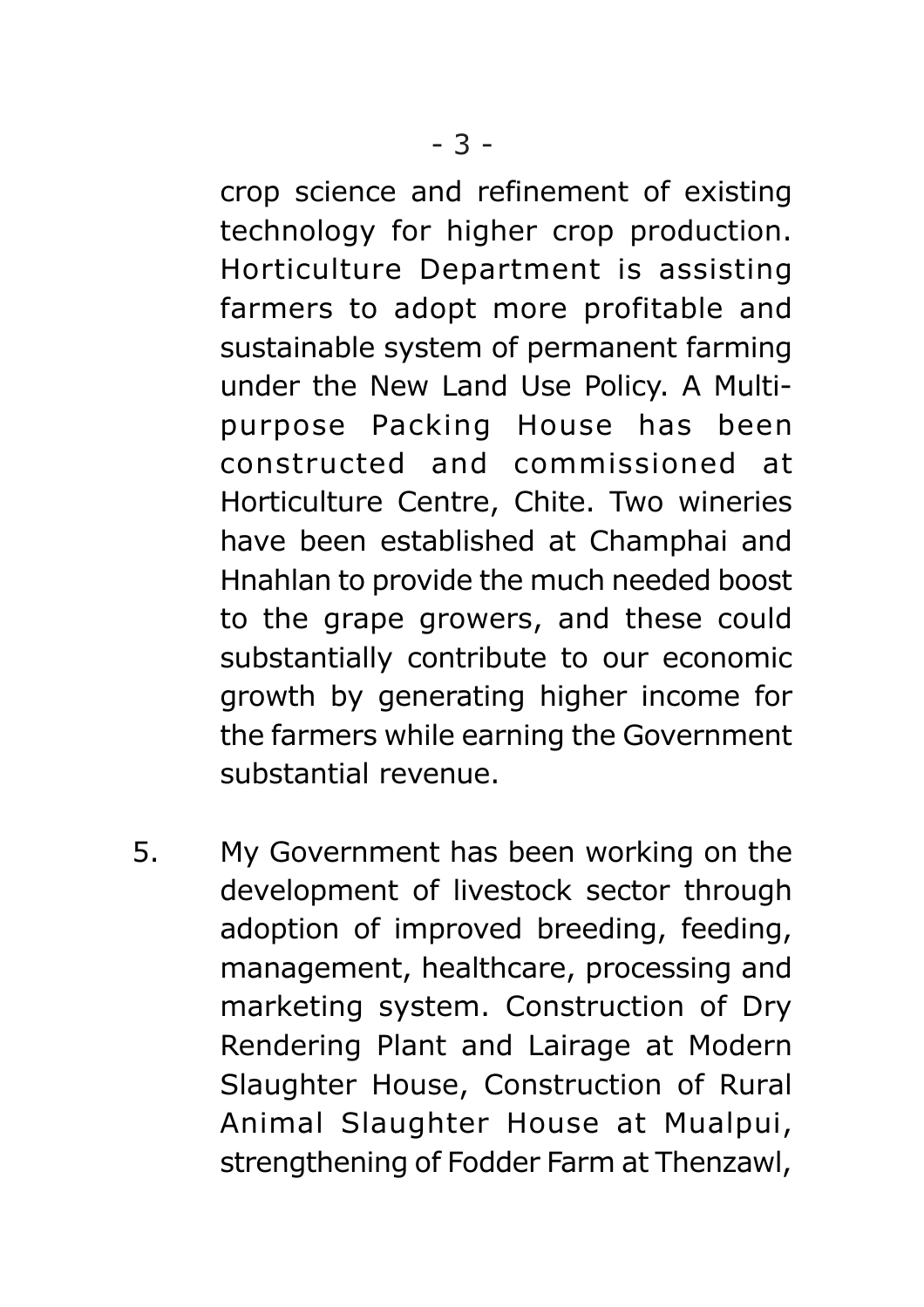crop science and refinement of existing technology for higher crop production. Horticulture Department is assisting farmers to adopt more profitable and sustainable system of permanent farming under the New Land Use Policy. A Multi-purpose Packing House has been constructed and commissioned at Horticulture Centre, Chite. Two wineries have been established at Champhai and Hnahlan to provide the much needed boost to the grape growers, and these could substantially contribute to our economic growth by generating higher income for the farmers while earning the Government substantial revenue.

5. My Government has been working on the development of livestock sector through adoption of improved breeding, feeding, management, healthcare, processing and marketing system. Construction of Dry Rendering Plant and Lairage at Modern Slaughter House, Construction of Rural Animal Slaughter House at Mualpui, strengthening of Fodder Farm at Thenzawl,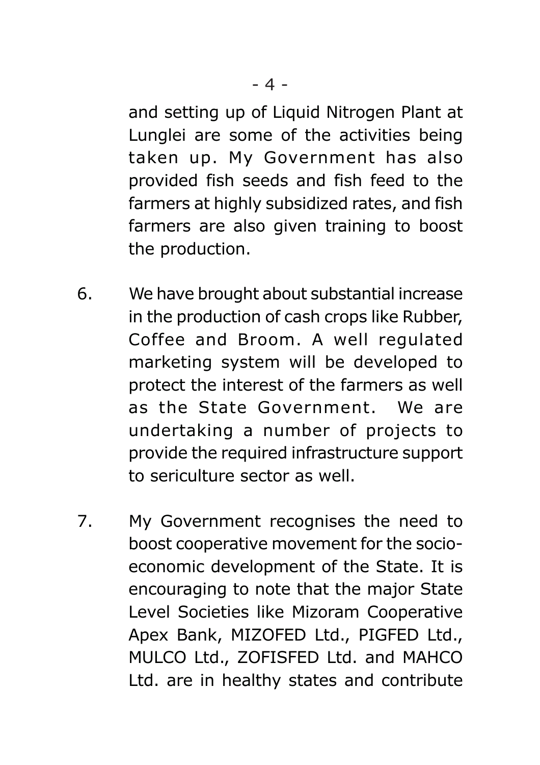and setting up of Liquid Nitrogen Plant at Lunglei are some of the activities being taken up. My Government has also provided fish seeds and fish feed to the farmers at highly subsidized rates, and fish farmers are also given training to boost the production.

6. We have brought about substantial increase in the production of cash crops like Rubber, Coffee and Broom. A well regulated marketing system will be developed to protect the interest of the farmers as well as the State Government. We are undertaking a number of projects to provide the required infrastructure support to sericulture sector as well.

7. My Government recognises the need to boost cooperative movement for the socio-economic development of the State. It is encouraging to note that the major State Level Societies like Mizoram Cooperative Apex Bank, MIZOFED Ltd., PIGFED Ltd., MULCO Ltd., ZOFISFED Ltd. and MAHCO Ltd. are in healthy states and contribute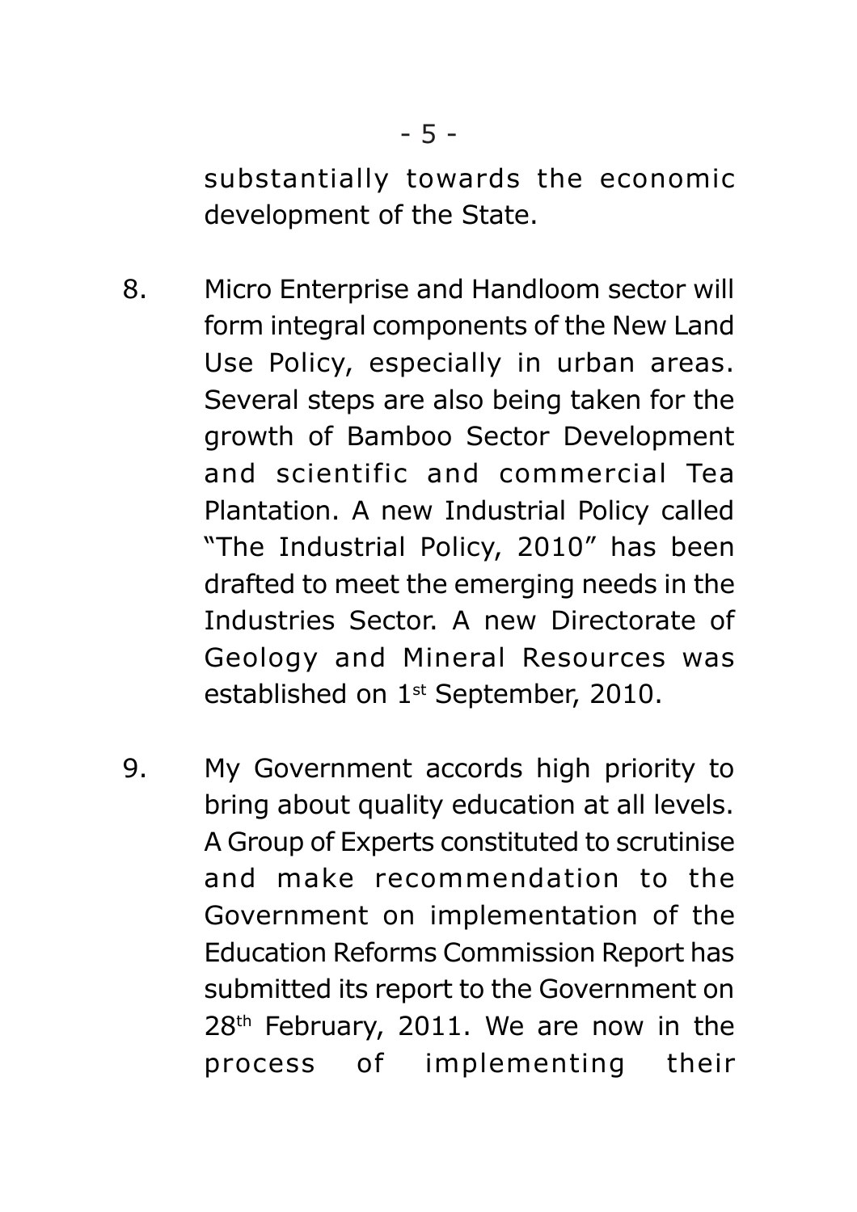substantially towards the economic development of the State.

8. Micro Enterprise and Handloom sector will form integral components of the New Land Use Policy, especially in urban areas. Several steps are also being taken for the growth of Bamboo Sector Development and scientific and commercial Tea Plantation. A new Industrial Policy called "The Industrial Policy, 2010" has been drafted to meet the emerging needs in the Industries Sector. A new Directorate of Geology and Mineral Resources was established on 1st September, 2010.

9. My Government accords high priority to bring about quality education at all levels. A Group of Experts constituted to scrutinise and make recommendation to the Government on implementation of the Education Reforms Commission Report has submitted its report to the Government on 28th February, 2011. We are now in the process of implementing their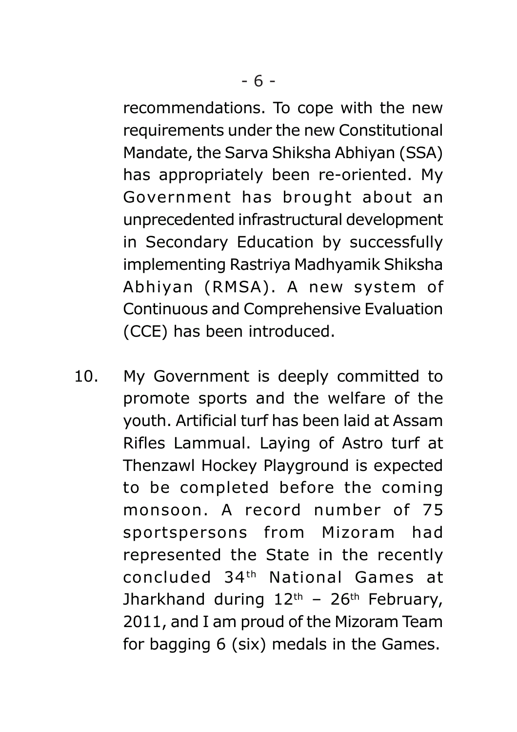recommendations. To cope with the new requirements under the new Constitutional Mandate, the Sarva Shiksha Abhiyan (SSA) has appropriately been re-oriented. My Government has brought about an unprecedented infrastructural development in Secondary Education by successfully implementing Rastriya Madhyamik Shiksha Abhiyan (RMSA). A new system of Continuous and Comprehensive Evaluation (CCE) has been introduced.

10. My Government is deeply committed to promote sports and the welfare of the youth. Artificial turf has been laid at Assam Rifles Lammual. Laying of Astro turf at Thenzawl Hockey Playground is expected to be completed before the coming monsoon. A record number of 75 sportspersons from Mizoram had represented the State in the recently concluded 34th National Games at Jharkhand during 12th – 26th February, 2011, and I am proud of the Mizoram Team for bagging 6 (six) medals in the Games.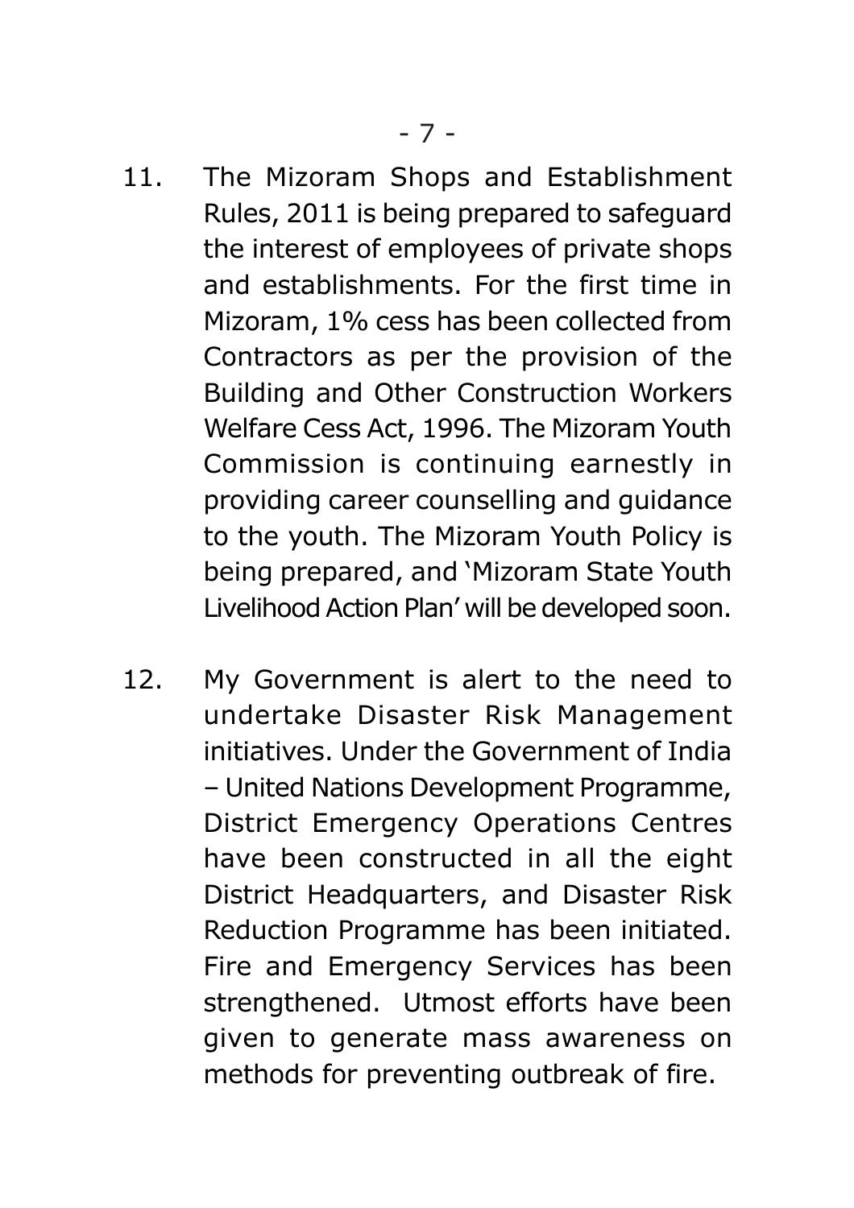11. The Mizoram Shops and Establishment Rules, 2011 is being prepared to safeguard the interest of employees of private shops and establishments. For the first time in Mizoram, 1% cess has been collected from Contractors as per the provision of the Building and Other Construction Workers Welfare Cess Act, 1996. The Mizoram Youth Commission is continuing earnestly in providing career counselling and guidance to the youth. The Mizoram Youth Policy is being prepared, and 'Mizoram State Youth Livelihood Action Plan' will be developed soon.

12. My Government is alert to the need to undertake Disaster Risk Management initiatives. Under the Government of India – United Nations Development Programme, District Emergency Operations Centres have been constructed in all the eight District Headquarters, and Disaster Risk Reduction Programme has been initiated. Fire and Emergency Services has been strengthened. Utmost efforts have been given to generate mass awareness on methods for preventing outbreak of fire.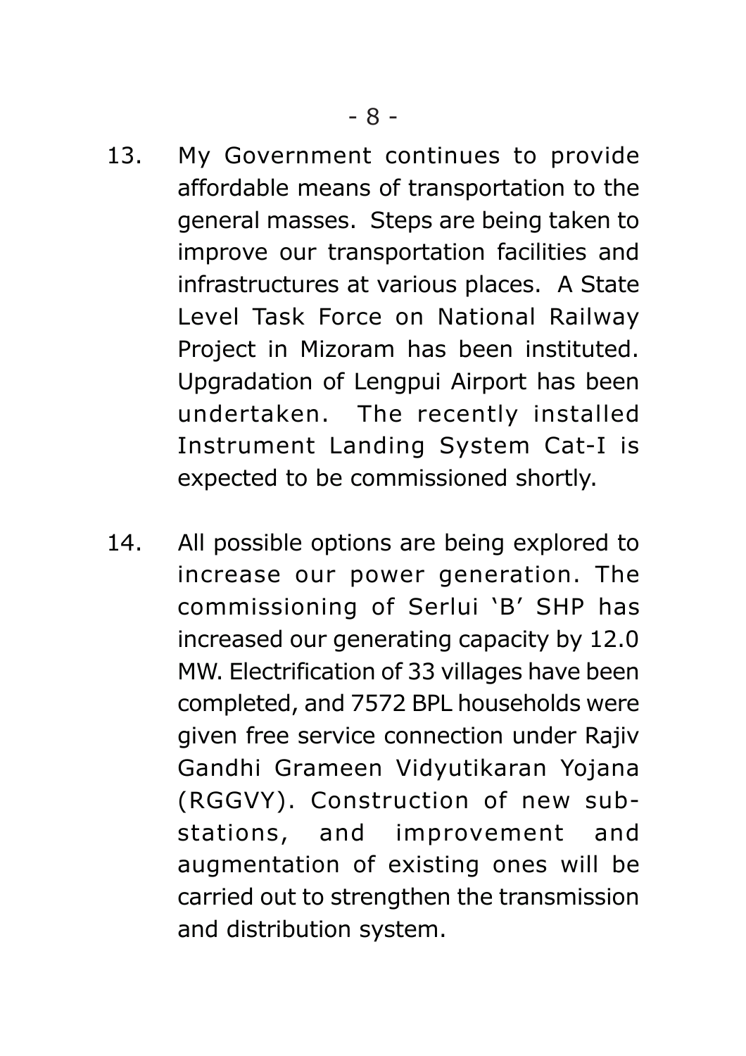13. My Government continues to provide affordable means of transportation to the general masses. Steps are being taken to improve our transportation facilities and infrastructures at various places. A State Level Task Force on National Railway Project in Mizoram has been instituted. Upgradation of Lengpui Airport has been undertaken. The recently installed Instrument Landing System Cat-I is expected to be commissioned shortly.

14. All possible options are being explored to increase our power generation. The commissioning of Serlui 'B' SHP has increased our generating capacity by 12.0 MW. Electrification of 33 villages have been completed, and 7572 BPL households were given free service connection under Rajiv Gandhi Grameen Vidyutikaran Yojana (RGGVY). Construction of new sub-stations, and improvement and augmentation of existing ones will be carried out to strengthen the transmission and distribution system.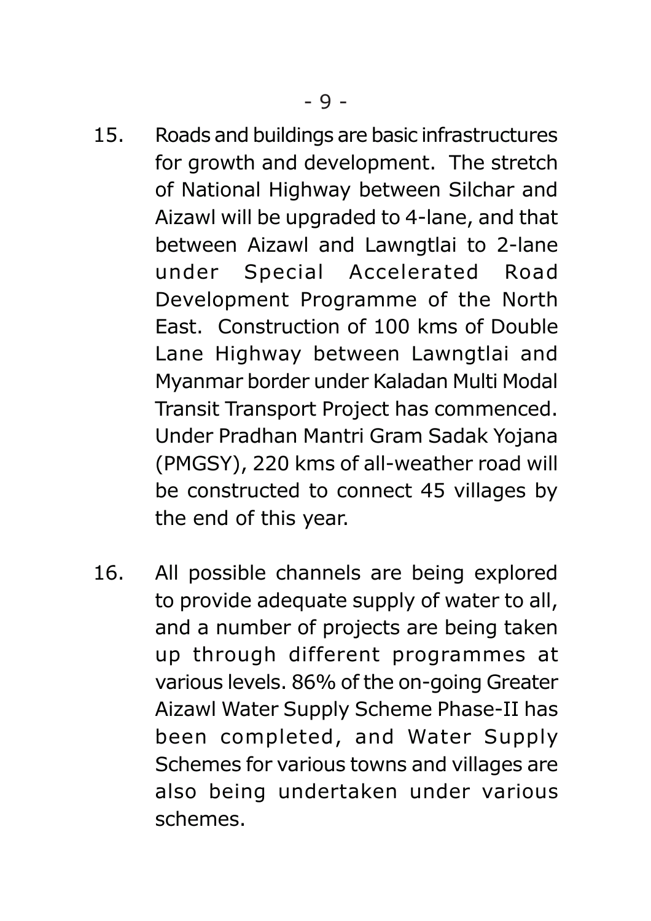15. Roads and buildings are basic infrastructures for growth and development. The stretch of National Highway between Silchar and Aizawl will be upgraded to 4-lane, and that between Aizawl and Lawngtlai to 2-lane under Special Accelerated Road Development Programme of the North East. Construction of 100 kms of Double Lane Highway between Lawngtlai and Myanmar border under Kaladan Multi Modal Transit Transport Project has commenced. Under Pradhan Mantri Gram Sadak Yojana (PMGSY), 220 kms of all-weather road will be constructed to connect 45 villages by the end of this year.

16. All possible channels are being explored to provide adequate supply of water to all, and a number of projects are being taken up through different programmes at various levels. 86% of the on-going Greater Aizawl Water Supply Scheme Phase-II has been completed, and Water Supply Schemes for various towns and villages are also being undertaken under various schemes.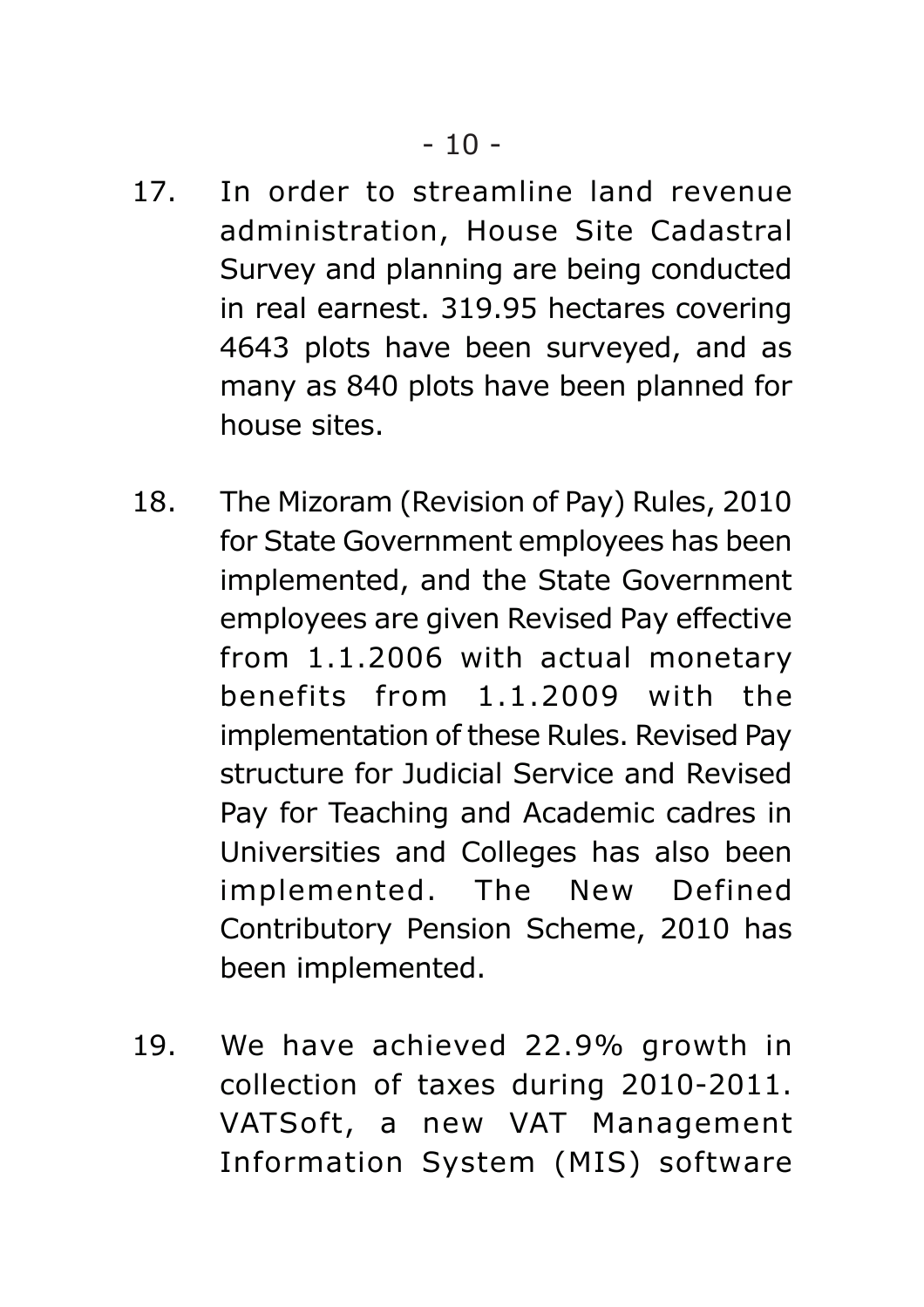17. In order to streamline land revenue administration, House Site Cadastral Survey and planning are being conducted in real earnest. 319.95 hectares covering 4643 plots have been surveyed, and as many as 840 plots have been planned for house sites.

18. The Mizoram (Revision of Pay) Rules, 2010 for State Government employees has been implemented, and the State Government employees are given Revised Pay effective from 1.1.2006 with actual monetary benefits from 1.1.2009 with the implementation of these Rules. Revised Pay structure for Judicial Service and Revised Pay for Teaching and Academic cadres in Universities and Colleges has also been implemented. The New Defined Contributory Pension Scheme, 2010 has been implemented.

19. We have achieved 22.9% growth in collection of taxes during 2010-2011. VATSoft, a new VAT Management Information System (MIS) software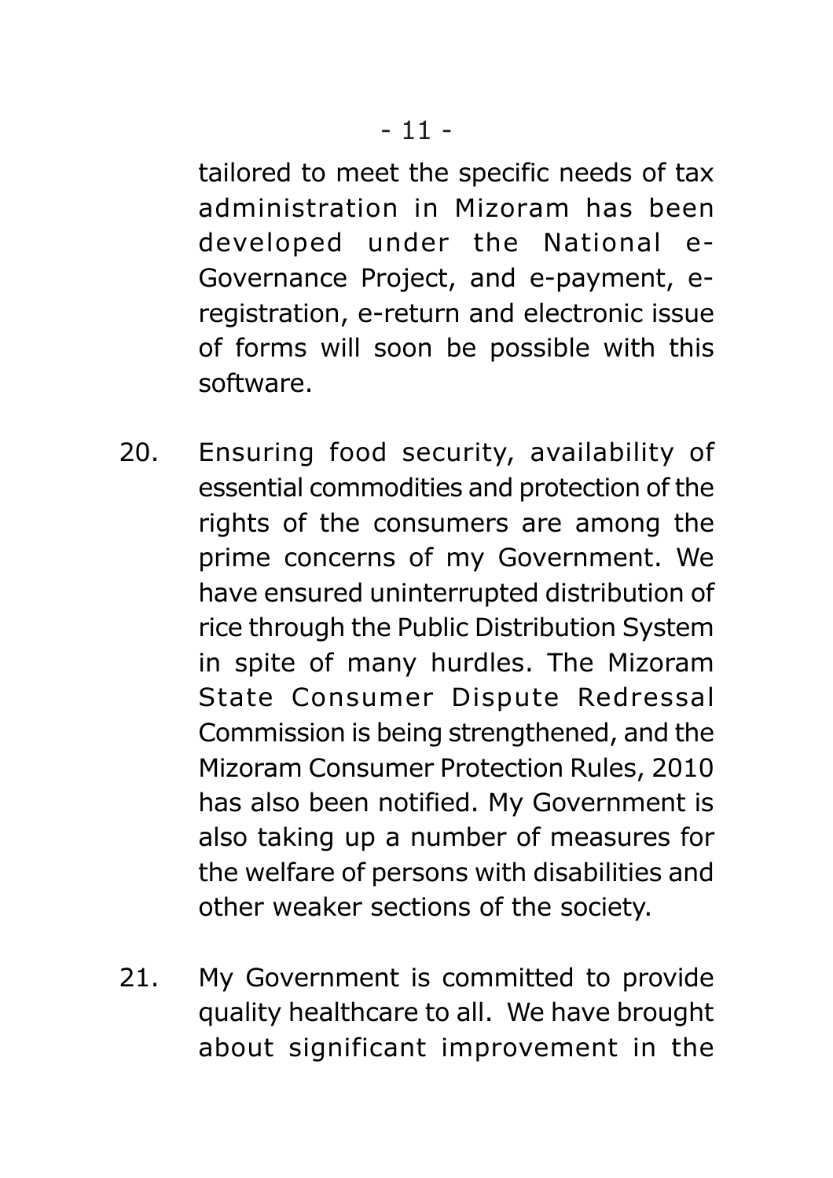tailored to meet the specific needs of tax administration in Mizoram has been developed under the National e-Governance Project, and e-payment, e-registration, e-return and electronic issue of forms will soon be possible with this software.

20. Ensuring food security, availability of essential commodities and protection of the rights of the consumers are among the prime concerns of my Government. We have ensured uninterrupted distribution of rice through the Public Distribution System in spite of many hurdles. The Mizoram State Consumer Dispute Redressal Commission is being strengthened, and the Mizoram Consumer Protection Rules, 2010 has also been notified. My Government is also taking up a number of measures for the welfare of persons with disabilities and other weaker sections of the society.

21. My Government is committed to provide quality healthcare to all. We have brought about significant improvement in the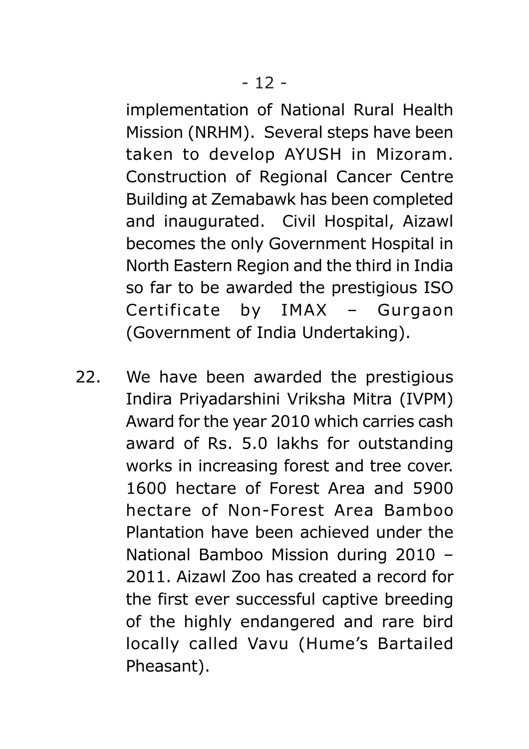implementation of National Rural Health Mission (NRHM). Several steps have been taken to develop AYUSH in Mizoram. Construction of Regional Cancer Centre Building at Zemabawk has been completed and inaugurated. Civil Hospital, Aizawl becomes the only Government Hospital in North Eastern Region and the third in India so far to be awarded the prestigious ISO Certificate by IMAX – Gurgaon (Government of India Undertaking).

22. We have been awarded the prestigious Indira Priyadarshini Vriksha Mitra (IVPM) Award for the year 2010 which carries cash award of Rs. 5.0 lakhs for outstanding works in increasing forest and tree cover. 1600 hectare of Forest Area and 5900 hectare of Non-Forest Area Bamboo Plantation have been achieved under the National Bamboo Mission during 2010 – 2011. Aizawl Zoo has created a record for the first ever successful captive breeding of the highly endangered and rare bird locally called Vavu (Hume's Bartailed Pheasant).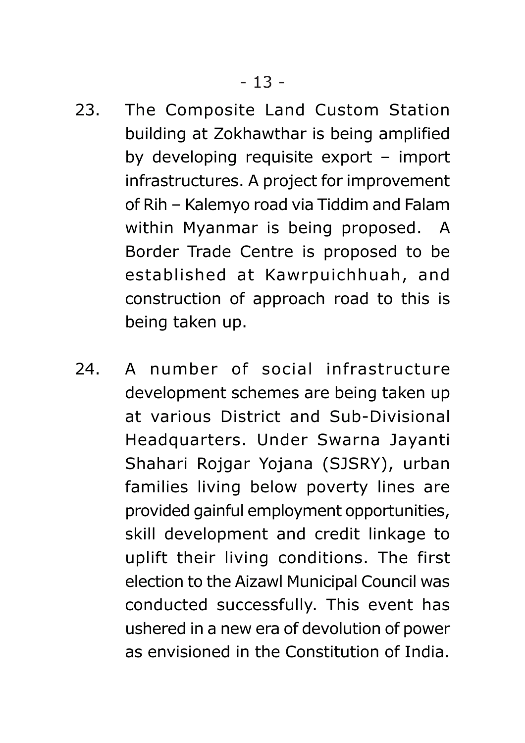23. The Composite Land Custom Station building at Zokhawthar is being amplified by developing requisite export – import infrastructures. A project for improvement of Rih – Kalemyo road via Tiddim and Falam within Myanmar is being proposed. A Border Trade Centre is proposed to be established at Kawrpuichhuah, and construction of approach road to this is being taken up.

24. A number of social infrastructure development schemes are being taken up at various District and Sub-Divisional Headquarters. Under Swarna Jayanti Shahari Rojgar Yojana (SJSRY), urban families living below poverty lines are provided gainful employment opportunities, skill development and credit linkage to uplift their living conditions. The first election to the Aizawl Municipal Council was conducted successfully. This event has ushered in a new era of devolution of power as envisioned in the Constitution of India.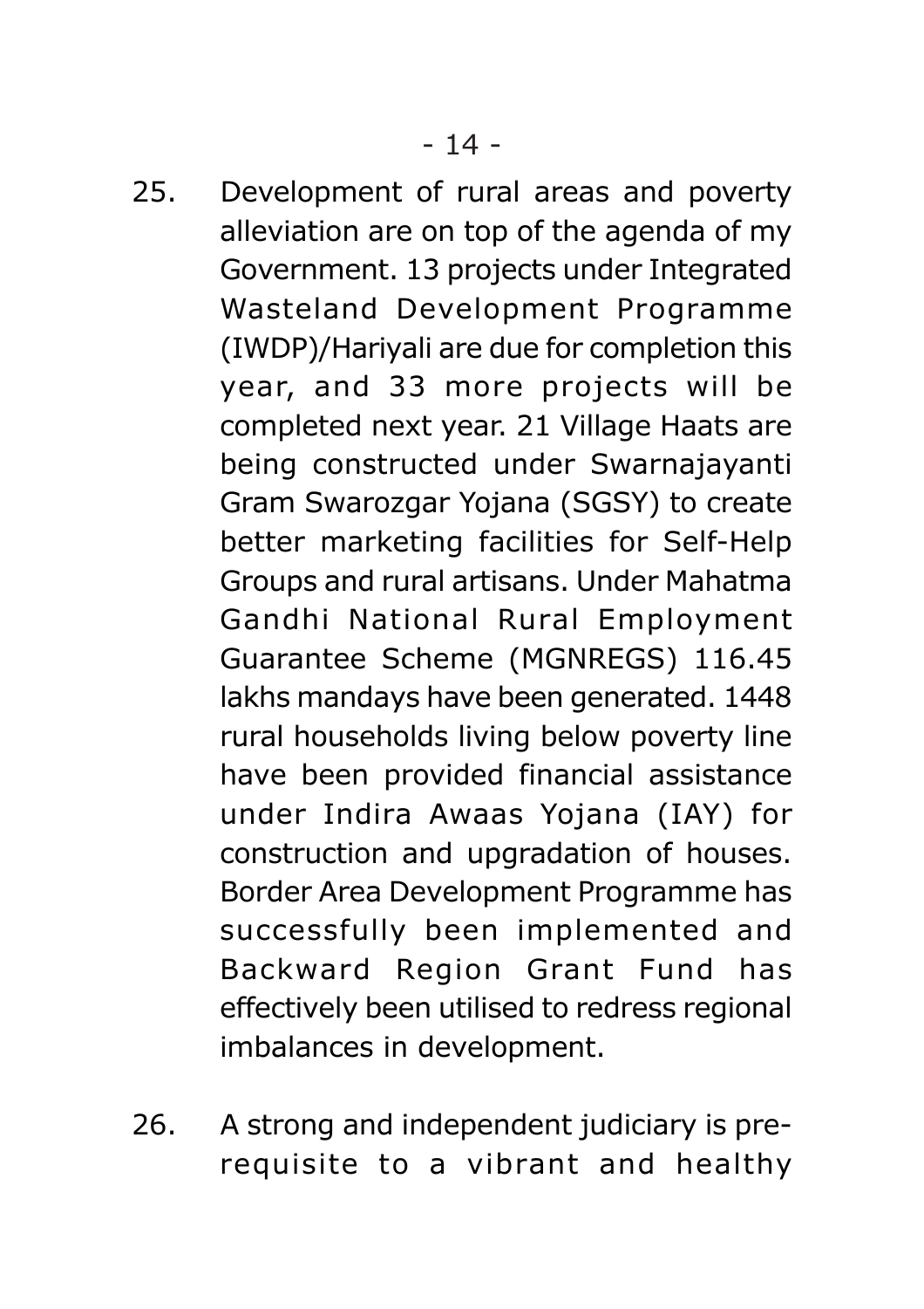25. Development of rural areas and poverty alleviation are on top of the agenda of my Government. 13 projects under Integrated Wasteland Development Programme (IWDP)/Hariyali are due for completion this year, and 33 more projects will be completed next year. 21 Village Haats are being constructed under Swarnajayanti Gram Swarozgar Yojana (SGSY) to create better marketing facilities for Self-Help Groups and rural artisans. Under Mahatma Gandhi National Rural Employment Guarantee Scheme (MGNREGS) 116.45 lakhs mandays have been generated. 1448 rural households living below poverty line have been provided financial assistance under Indira Awaas Yojana (IAY) for construction and upgradation of houses. Border Area Development Programme has successfully been implemented and Backward Region Grant Fund has effectively been utilised to redress regional imbalances in development.

26. A strong and independent judiciary is pre-requisite to a vibrant and healthy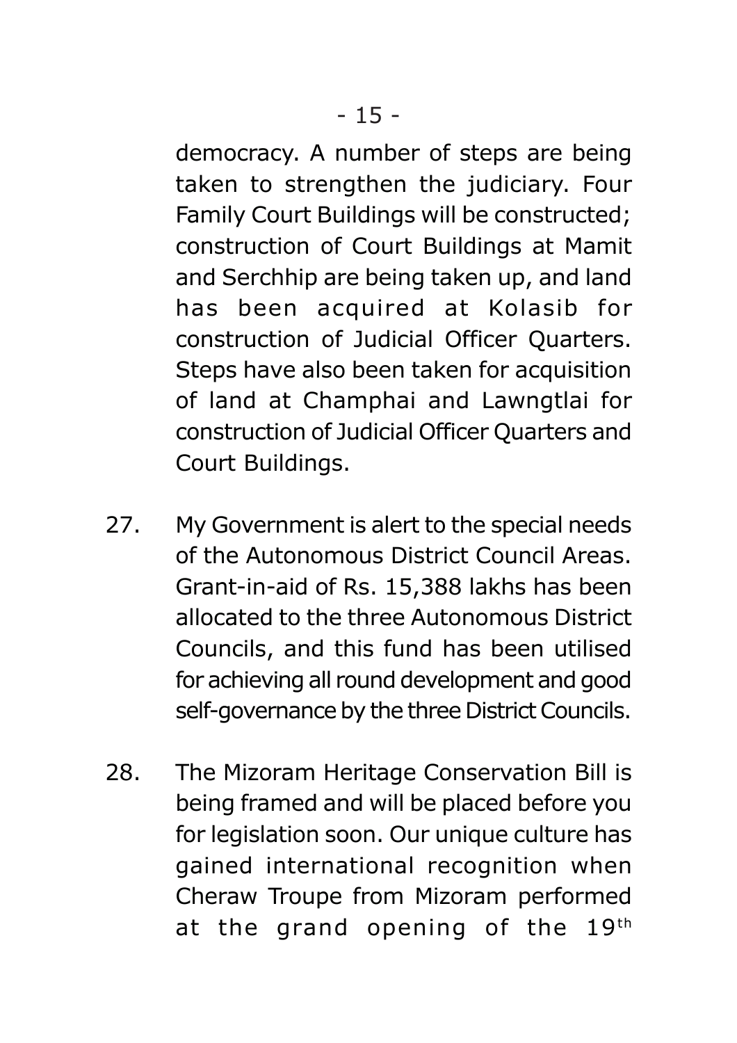democracy. A number of steps are being taken to strengthen the judiciary. Four Family Court Buildings will be constructed; construction of Court Buildings at Mamit and Serchhip are being taken up, and land has been acquired at Kolasib for construction of Judicial Officer Quarters. Steps have also been taken for acquisition of land at Champhai and Lawngtlai for construction of Judicial Officer Quarters and Court Buildings.

27. My Government is alert to the special needs of the Autonomous District Council Areas. Grant-in-aid of Rs. 15,388 lakhs has been allocated to the three Autonomous District Councils, and this fund has been utilised for achieving all round development and good self-governance by the three District Councils.

28. The Mizoram Heritage Conservation Bill is being framed and will be placed before you for legislation soon. Our unique culture has gained international recognition when Cheraw Troupe from Mizoram performed at the grand opening of the $19^{th}$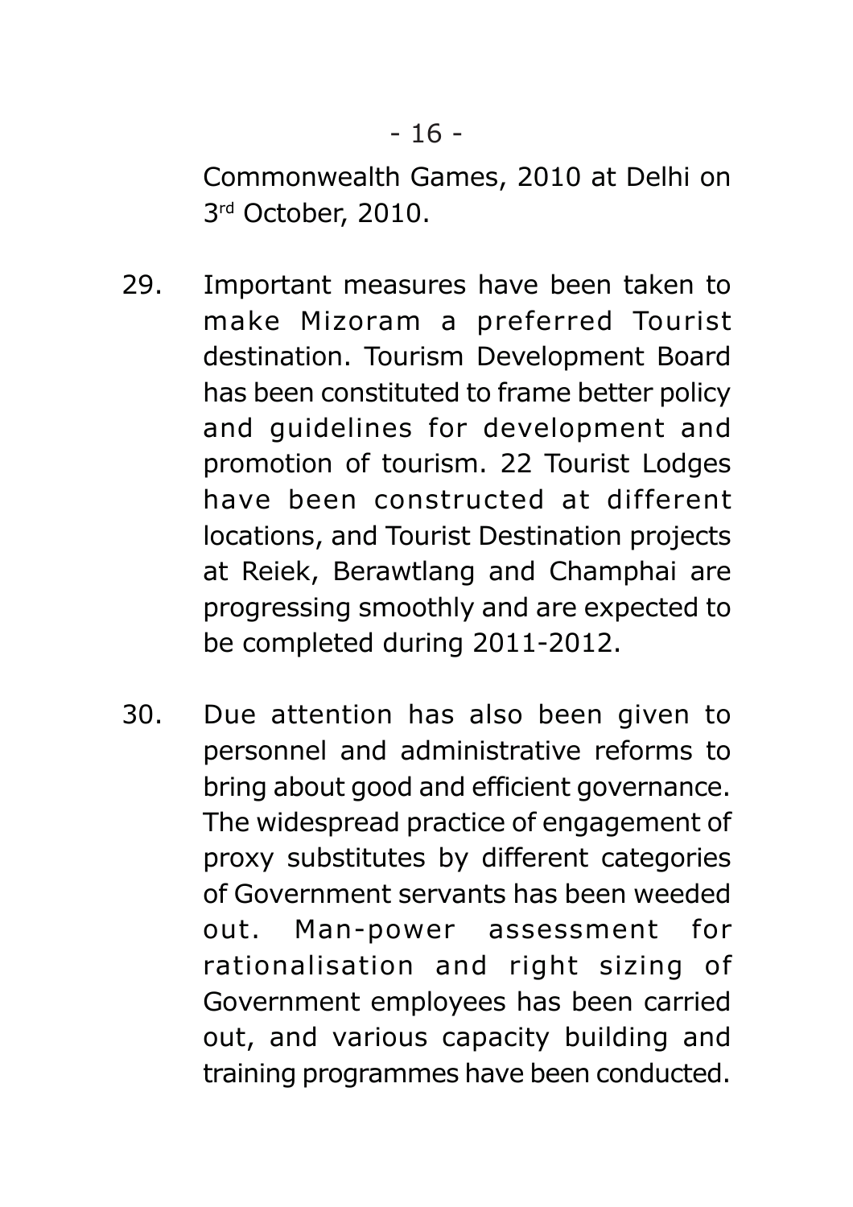Commonwealth Games, 2010 at Delhi on 3rd October, 2010.

29. Important measures have been taken to make Mizoram a preferred Tourist destination. Tourism Development Board has been constituted to frame better policy and guidelines for development and promotion of tourism. 22 Tourist Lodges have been constructed at different locations, and Tourist Destination projects at Reiek, Berawtlang and Champhai are progressing smoothly and are expected to be completed during 2011-2012.

30. Due attention has also been given to personnel and administrative reforms to bring about good and efficient governance. The widespread practice of engagement of proxy substitutes by different categories of Government servants has been weeded out. Man-power assessment for rationalisation and right sizing of Government employees has been carried out, and various capacity building and training programmes have been conducted.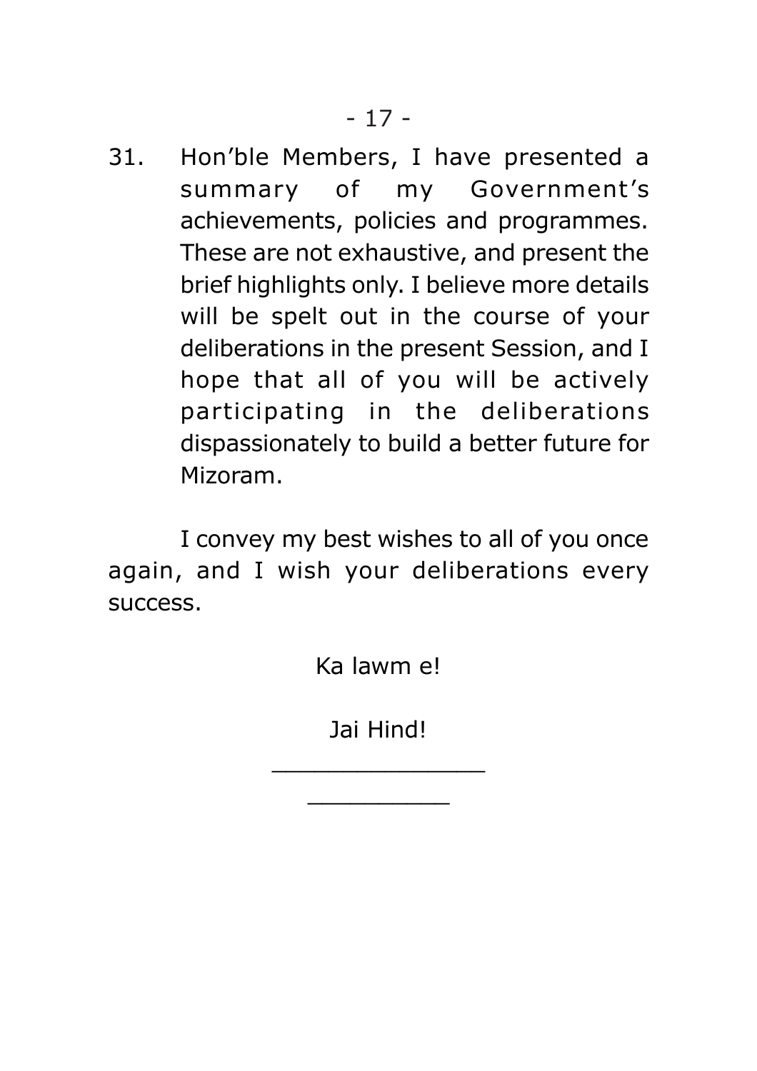31. Hon'ble Members, I have presented a summary of my Government's achievements, policies and programmes. These are not exhaustive, and present the brief highlights only. I believe more details will be spelt out in the course of your deliberations in the present Session, and I hope that all of you will be actively participating in the deliberations dispassionately to build a better future for Mizoram.

I convey my best wishes to all of you once again, and I wish your deliberations every success.

Ka lawm e!

Jai Hind!